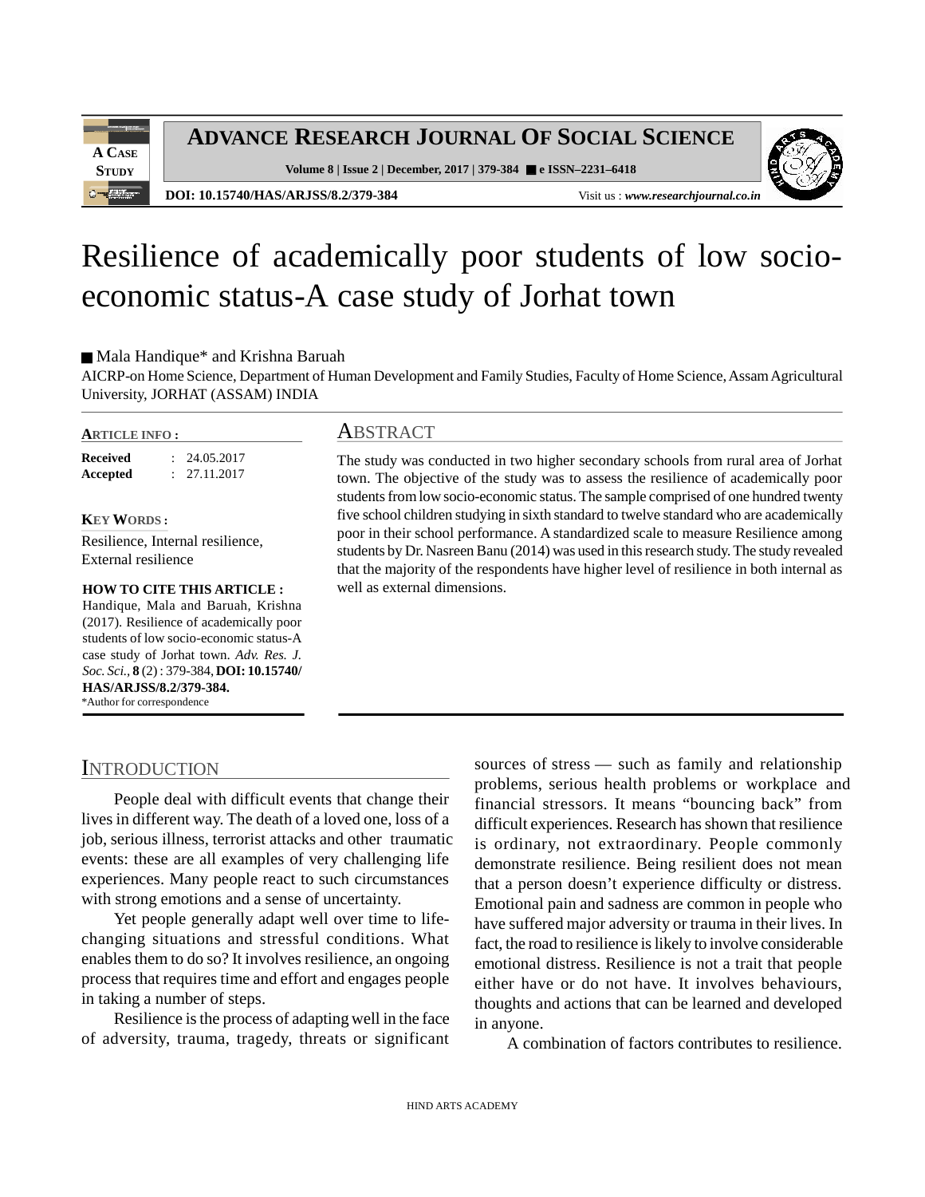# Resilience of academically poor students of low socio-economic status-A case study of Jorhat town

■ Mala Handique* and Krishna Baruah

AICRP-on Home Science, Department of Human Development and Family Studies, Faculty of Home Science, Assam Agricultural University, JORHAT (ASSAM) INDIA

**ARTICLE INFO :**

| | |
|---|---|
| **Received** | : 24.05.2017 |
| **Accepted** | : 27.11.2017 |

**KEY WORDS :**

Resilience, Internal resilience, External resilience

**HOW TO CITE THIS ARTICLE :**

Handique, Mala and Baruah, Krishna (2017). Resilience of academically poor students of low socio-economic status-A case study of Jorhat town. *Adv. Res. J. Soc. Sci.*, **8** (2) : 379-384, **DOI: 10.15740/HAS/ARJSS/8.2/379-384.**

*Author for correspondence

## ABSTRACT

The study was conducted in two higher secondary schools from rural area of Jorhat town. The objective of the study was to assess the resilience of academically poor students from low socio-economic status. The sample comprised of one hundred twenty five school children studying in sixth standard to twelve standard who are academically poor in their school performance. A standardized scale to measure Resilience among students by Dr. Nasreen Banu (2014) was used in this research study. The study revealed that the majority of the respondents have higher level of resilience in both internal as well as external dimensions.

## INTRODUCTION

People deal with difficult events that change their lives in different way. The death of a loved one, loss of a job, serious illness, terrorist attacks and other traumatic events: these are all examples of very challenging life experiences. Many people react to such circumstances with strong emotions and a sense of uncertainty.

Yet people generally adapt well over time to life-changing situations and stressful conditions. What enables them to do so? It involves resilience, an ongoing process that requires time and effort and engages people in taking a number of steps.

Resilience is the process of adapting well in the face of adversity, trauma, tragedy, threats or significant sources of stress — such as family and relationship problems, serious health problems or workplace and financial stressors. It means "bouncing back" from difficult experiences. Research has shown that resilience is ordinary, not extraordinary. People commonly demonstrate resilience. Being resilient does not mean that a person doesn't experience difficulty or distress. Emotional pain and sadness are common in people who have suffered major adversity or trauma in their lives. In fact, the road to resilience is likely to involve considerable emotional distress. Resilience is not a trait that people either have or do not have. It involves behaviours, thoughts and actions that can be learned and developed in anyone.

A combination of factors contributes to resilience.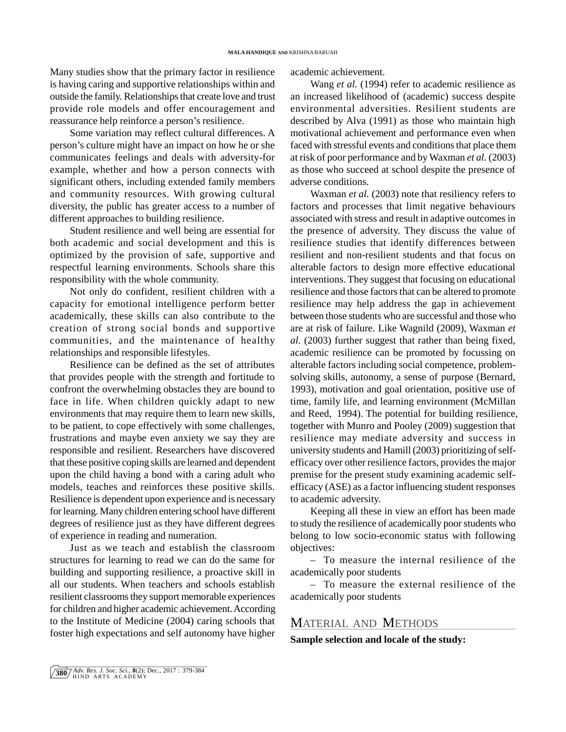Many studies show that the primary factor in resilience is having caring and supportive relationships within and outside the family. Relationships that create love and trust provide role models and offer encouragement and reassurance help reinforce a person's resilience.

Some variation may reflect cultural differences. A person's culture might have an impact on how he or she communicates feelings and deals with adversity-for example, whether and how a person connects with significant others, including extended family members and community resources. With growing cultural diversity, the public has greater access to a number of different approaches to building resilience.

Student resilience and well being are essential for both academic and social development and this is optimized by the provision of safe, supportive and respectful learning environments. Schools share this responsibility with the whole community.

Not only do confident, resilient children with a capacity for emotional intelligence perform better academically, these skills can also contribute to the creation of strong social bonds and supportive communities, and the maintenance of healthy relationships and responsible lifestyles.

Resilience can be defined as the set of attributes that provides people with the strength and fortitude to confront the overwhelming obstacles they are bound to face in life. When children quickly adapt to new environments that may require them to learn new skills, to be patient, to cope effectively with some challenges, frustrations and maybe even anxiety we say they are responsible and resilient. Researchers have discovered that these positive coping skills are learned and dependent upon the child having a bond with a caring adult who models, teaches and reinforces these positive skills. Resilience is dependent upon experience and is necessary for learning. Many children entering school have different degrees of resilience just as they have different degrees of experience in reading and numeration.

Just as we teach and establish the classroom structures for learning to read we can do the same for building and supporting resilience, a proactive skill in all our students. When teachers and schools establish resilient classrooms they support memorable experiences for children and higher academic achievement. According to the Institute of Medicine (2004) caring schools that foster high expectations and self autonomy have higher academic achievement.

Wang *et al.* (1994) refer to academic resilience as an increased likelihood of (academic) success despite environmental adversities. Resilient students are described by Alva (1991) as those who maintain high motivational achievement and performance even when faced with stressful events and conditions that place them at risk of poor performance and by Waxman *et al.* (2003) as those who succeed at school despite the presence of adverse conditions.

Waxman *et al.* (2003) note that resiliency refers to factors and processes that limit negative behaviours associated with stress and result in adaptive outcomes in the presence of adversity. They discuss the value of resilience studies that identify differences between resilient and non-resilient students and that focus on alterable factors to design more effective educational interventions. They suggest that focusing on educational resilience and those factors that can be altered to promote resilience may help address the gap in achievement between those students who are successful and those who are at risk of failure. Like Wagnild (2009), Waxman *et al.* (2003) further suggest that rather than being fixed, academic resilience can be promoted by focussing on alterable factors including social competence, problem-solving skills, autonomy, a sense of purpose (Bernard, 1993), motivation and goal orientation, positive use of time, family life, and learning environment (McMillan and Reed, 1994). The potential for building resilience, together with Munro and Pooley (2009) suggestion that resilience may mediate adversity and success in university students and Hamill (2003) prioritizing of self-efficacy over other resilience factors, provides the major premise for the present study examining academic self-efficacy (ASE) as a factor influencing student responses to academic adversity.

Keeping all these in view an effort has been made to study the resilience of academically poor students who belong to low socio-economic status with following objectives:

– To measure the internal resilience of the academically poor students

– To measure the external resilience of the academically poor students

## MATERIAL AND METHODS

**Sample selection and locale of the study:**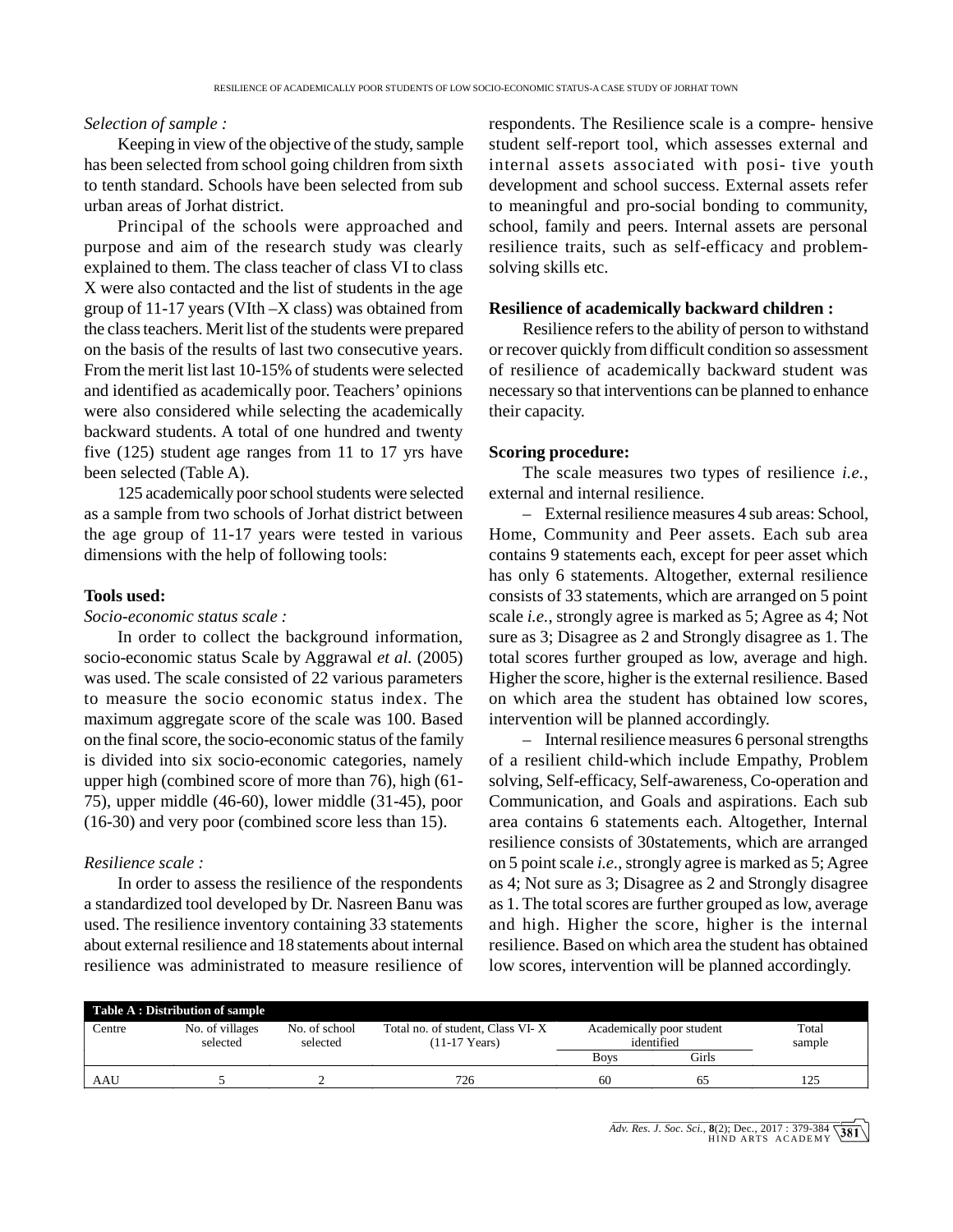*Selection of sample :*

Keeping in view of the objective of the study, sample has been selected from school going children from sixth to tenth standard. Schools have been selected from sub urban areas of Jorhat district.

Principal of the schools were approached and purpose and aim of the research study was clearly explained to them. The class teacher of class VI to class X were also contacted and the list of students in the age group of 11-17 years (VIth –X class) was obtained from the class teachers. Merit list of the students were prepared on the basis of the results of last two consecutive years. From the merit list last 10-15% of students were selected and identified as academically poor. Teachers' opinions were also considered while selecting the academically backward students. A total of one hundred and twenty five (125) student age ranges from 11 to 17 yrs have been selected (Table A).

125 academically poor school students were selected as a sample from two schools of Jorhat district between the age group of 11-17 years were tested in various dimensions with the help of following tools:

**Tools used:**

*Socio-economic status scale :*

In order to collect the background information, socio-economic status Scale by Aggrawal *et al.* (2005) was used. The scale consisted of 22 various parameters to measure the socio economic status index. The maximum aggregate score of the scale was 100. Based on the final score, the socio-economic status of the family is divided into six socio-economic categories, namely upper high (combined score of more than 76), high (61-75), upper middle (46-60), lower middle (31-45), poor (16-30) and very poor (combined score less than 15).

*Resilience scale :*

In order to assess the resilience of the respondents a standardized tool developed by Dr. Nasreen Banu was used. The resilience inventory containing 33 statements about external resilience and 18 statements about internal resilience was administrated to measure resilience of respondents. The Resilience scale is a compre- hensive student self-report tool, which assesses external and internal assets associated with posi- tive youth development and school success. External assets refer to meaningful and pro-social bonding to community, school, family and peers. Internal assets are personal resilience traits, such as self-efficacy and problem-solving skills etc.

**Resilience of academically backward children :**

Resilience refers to the ability of person to withstand or recover quickly from difficult condition so assessment of resilience of academically backward student was necessary so that interventions can be planned to enhance their capacity.

**Scoring procedure:**

The scale measures two types of resilience *i.e.*, external and internal resilience.

– External resilience measures 4 sub areas: School, Home, Community and Peer assets. Each sub area contains 9 statements each, except for peer asset which has only 6 statements. Altogether, external resilience consists of 33 statements, which are arranged on 5 point scale *i.e.*, strongly agree is marked as 5; Agree as 4; Not sure as 3; Disagree as 2 and Strongly disagree as 1. The total scores further grouped as low, average and high. Higher the score, higher is the external resilience. Based on which area the student has obtained low scores, intervention will be planned accordingly.

– Internal resilience measures 6 personal strengths of a resilient child-which include Empathy, Problem solving, Self-efficacy, Self-awareness, Co-operation and Communication, and Goals and aspirations. Each sub area contains 6 statements each. Altogether, Internal resilience consists of 30statements, which are arranged on 5 point scale *i.e.*, strongly agree is marked as 5; Agree as 4; Not sure as 3; Disagree as 2 and Strongly disagree as 1. The total scores are further grouped as low, average and high. Higher the score, higher is the internal resilience. Based on which area the student has obtained low scores, intervention will be planned accordingly.

**Table A : Distribution of sample**

| Centre | No. of villages selected | No. of school selected | Total no. of student, Class VI- X (11-17 Years) | Academically poor student identified | | Total sample |
|---|---|---|---|---|---|---|
| | | | | Boys | Girls | |
| AAU | 5 | 2 | 726 | 60 | 65 | 125 |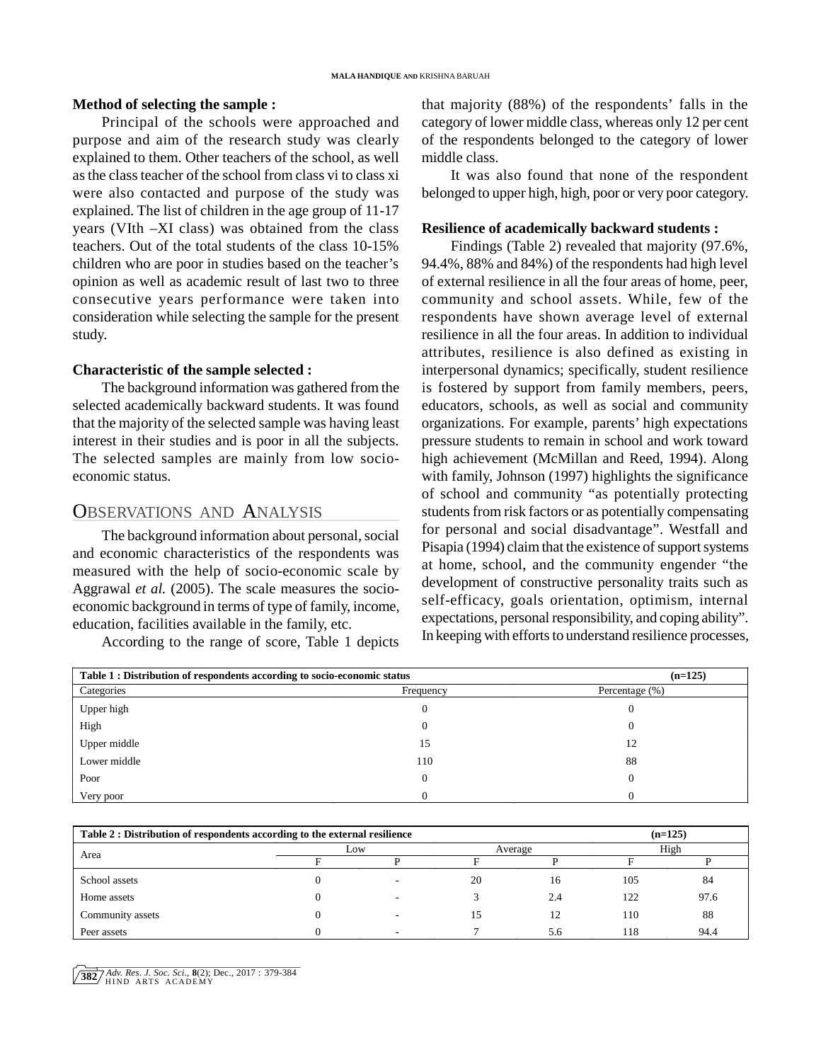**Method of selecting the sample :**

Principal of the schools were approached and purpose and aim of the research study was clearly explained to them. Other teachers of the school, as well as the class teacher of the school from class vi to class xi were also contacted and purpose of the study was explained. The list of children in the age group of 11-17 years (VIth –XI class) was obtained from the class teachers. Out of the total students of the class 10-15% children who are poor in studies based on the teacher's opinion as well as academic result of last two to three consecutive years performance were taken into consideration while selecting the sample for the present study.

**Characteristic of the sample selected :**

The background information was gathered from the selected academically backward students. It was found that the majority of the selected sample was having least interest in their studies and is poor in all the subjects. The selected samples are mainly from low socio-economic status.

## OBSERVATIONS AND ANALYSIS

The background information about personal, social and economic characteristics of the respondents was measured with the help of socio-economic scale by Aggrawal *et al.* (2005). The scale measures the socio-economic background in terms of type of family, income, education, facilities available in the family, etc.

According to the range of score, Table 1 depicts that majority (88%) of the respondents' falls in the category of lower middle class, whereas only 12 per cent of the respondents belonged to the category of lower middle class.

It was also found that none of the respondent belonged to upper high, high, poor or very poor category.

**Resilience of academically backward students :**

Findings (Table 2) revealed that majority (97.6%, 94.4%, 88% and 84%) of the respondents had high level of external resilience in all the four areas of home, peer, community and school assets. While, few of the respondents have shown average level of external resilience in all the four areas. In addition to individual attributes, resilience is also defined as existing in interpersonal dynamics; specifically, student resilience is fostered by support from family members, peers, educators, schools, as well as social and community organizations. For example, parents' high expectations pressure students to remain in school and work toward high achievement (McMillan and Reed, 1994). Along with family, Johnson (1997) highlights the significance of school and community "as potentially protecting students from risk factors or as potentially compensating for personal and social disadvantage". Westfall and Pisapia (1994) claim that the existence of support systems at home, school, and the community engender "the development of constructive personality traits such as self-efficacy, goals orientation, optimism, internal expectations, personal responsibility, and coping ability". In keeping with efforts to understand resilience processes,

**Table 1 : Distribution of respondents according to socio-economic status (n=125)**

| Categories | Frequency | Percentage (%) |
|---|---|---|
| Upper high | 0 | 0 |
| High | 0 | 0 |
| Upper middle | 15 | 12 |
| Lower middle | 110 | 88 |
| Poor | 0 | 0 |
| Very poor | 0 | 0 |

**Table 2 : Distribution of respondents according to the external resilience (n=125)**

| Area | Low | | Average | | High | |
|---|---|---|---|---|---|---|
| | F | P | F | P | F | P |
| School assets | 0 | - | 20 | 16 | 105 | 84 |
| Home assets | 0 | - | 3 | 2.4 | 122 | 97.6 |
| Community assets | 0 | - | 15 | 12 | 110 | 88 |
| Peer assets | 0 | - | 7 | 5.6 | 118 | 94.4 |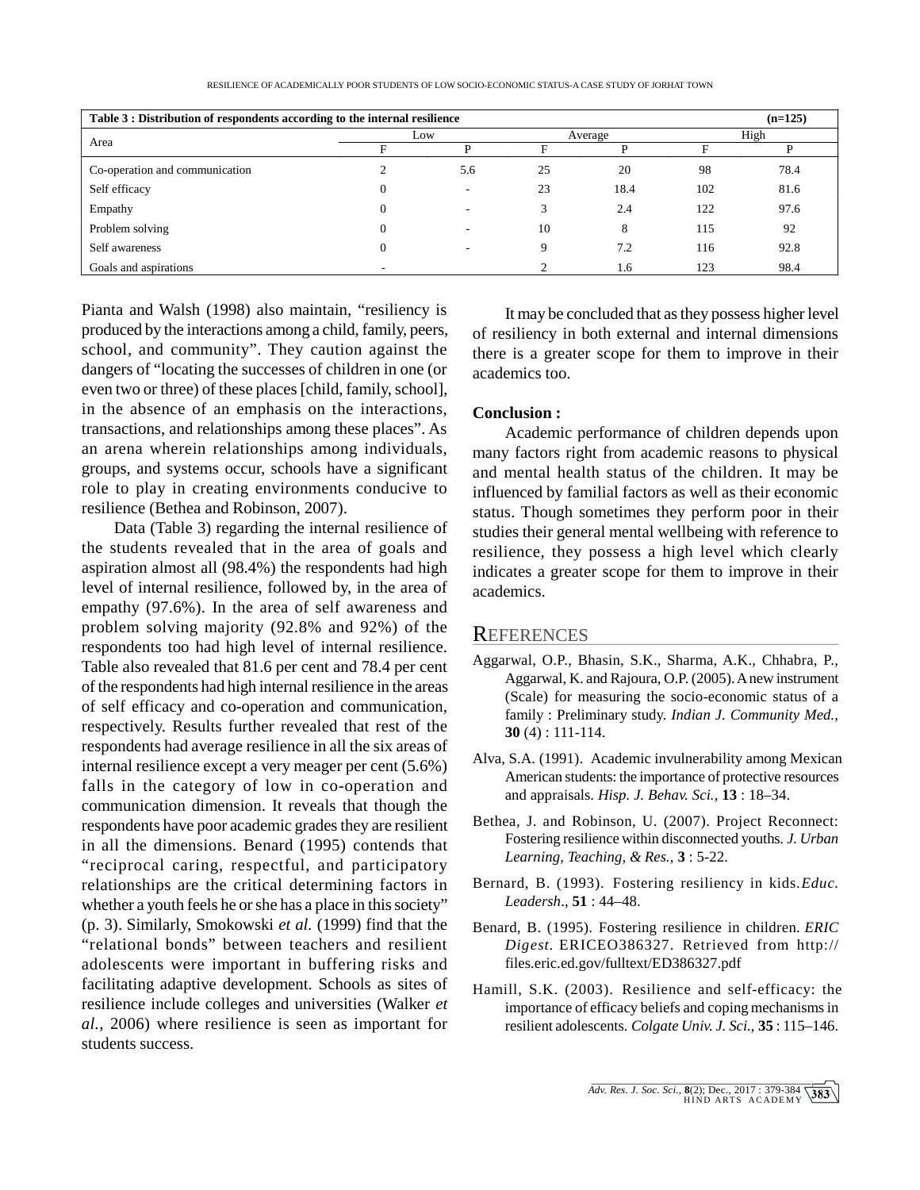**Table 3 : Distribution of respondents according to the internal resilience (n=125)**

| Area | Low | | Average | | High | |
|---|---|---|---|---|---|---|
| | F | P | F | P | F | P |
| Co-operation and communication | 2 | 5.6 | 25 | 20 | 98 | 78.4 |
| Self efficacy | 0 | - | 23 | 18.4 | 102 | 81.6 |
| Empathy | 0 | - | 3 | 2.4 | 122 | 97.6 |
| Problem solving | 0 | - | 10 | 8 | 115 | 92 |
| Self awareness | 0 | - | 9 | 7.2 | 116 | 92.8 |
| Goals and aspirations | - | | 2 | 1.6 | 123 | 98.4 |

Pianta and Walsh (1998) also maintain, "resiliency is produced by the interactions among a child, family, peers, school, and community". They caution against the dangers of "locating the successes of children in one (or even two or three) of these places [child, family, school], in the absence of an emphasis on the interactions, transactions, and relationships among these places". As an arena wherein relationships among individuals, groups, and systems occur, schools have a significant role to play in creating environments conducive to resilience (Bethea and Robinson, 2007).

Data (Table 3) regarding the internal resilience of the students revealed that in the area of goals and aspiration almost all (98.4%) the respondents had high level of internal resilience, followed by, in the area of empathy (97.6%). In the area of self awareness and problem solving majority (92.8% and 92%) of the respondents too had high level of internal resilience. Table also revealed that 81.6 per cent and 78.4 per cent of the respondents had high internal resilience in the areas of self efficacy and co-operation and communication, respectively. Results further revealed that rest of the respondents had average resilience in all the six areas of internal resilience except a very meager per cent (5.6%) falls in the category of low in co-operation and communication dimension. It reveals that though the respondents have poor academic grades they are resilient in all the dimensions. Benard (1995) contends that "reciprocal caring, respectful, and participatory relationships are the critical determining factors in whether a youth feels he or she has a place in this society" (p. 3). Similarly, Smokowski *et al.* (1999) find that the "relational bonds" between teachers and resilient adolescents were important in buffering risks and facilitating adaptive development. Schools as sites of resilience include colleges and universities (Walker *et al.*, 2006) where resilience is seen as important for students success.

It may be concluded that as they possess higher level of resiliency in both external and internal dimensions there is a greater scope for them to improve in their academics too.

**Conclusion :**

Academic performance of children depends upon many factors right from academic reasons to physical and mental health status of the children. It may be influenced by familial factors as well as their economic status. Though sometimes they perform poor in their studies their general mental wellbeing with reference to resilience, they possess a high level which clearly indicates a greater scope for them to improve in their academics.

## REFERENCES

Aggarwal, O.P., Bhasin, S.K., Sharma, A.K., Chhabra, P., Aggarwal, K. and Rajoura, O.P. (2005). A new instrument (Scale) for measuring the socio-economic status of a family : Preliminary study. *Indian J. Community Med.,* **30** (4) : 111-114.

Alva, S.A. (1991). Academic invulnerability among Mexican American students: the importance of protective resources and appraisals. *Hisp. J. Behav. Sci.,* **13** : 18–34.

Bethea, J. and Robinson, U. (2007). Project Reconnect: Fostering resilience within disconnected youths. *J. Urban Learning, Teaching, & Res.,* **3** : 5-22.

Bernard, B. (1993). Fostering resiliency in kids. *Educ. Leadersh*., **51** : 44–48.

Benard, B. (1995). Fostering resilience in children. *ERIC Digest*. ERICEO386327. Retrieved from http://files.eric.ed.gov/fulltext/ED386327.pdf

Hamill, S.K. (2003). Resilience and self-efficacy: the importance of efficacy beliefs and coping mechanisms in resilient adolescents. *Colgate Univ. J. Sci.,* **35** : 115–146.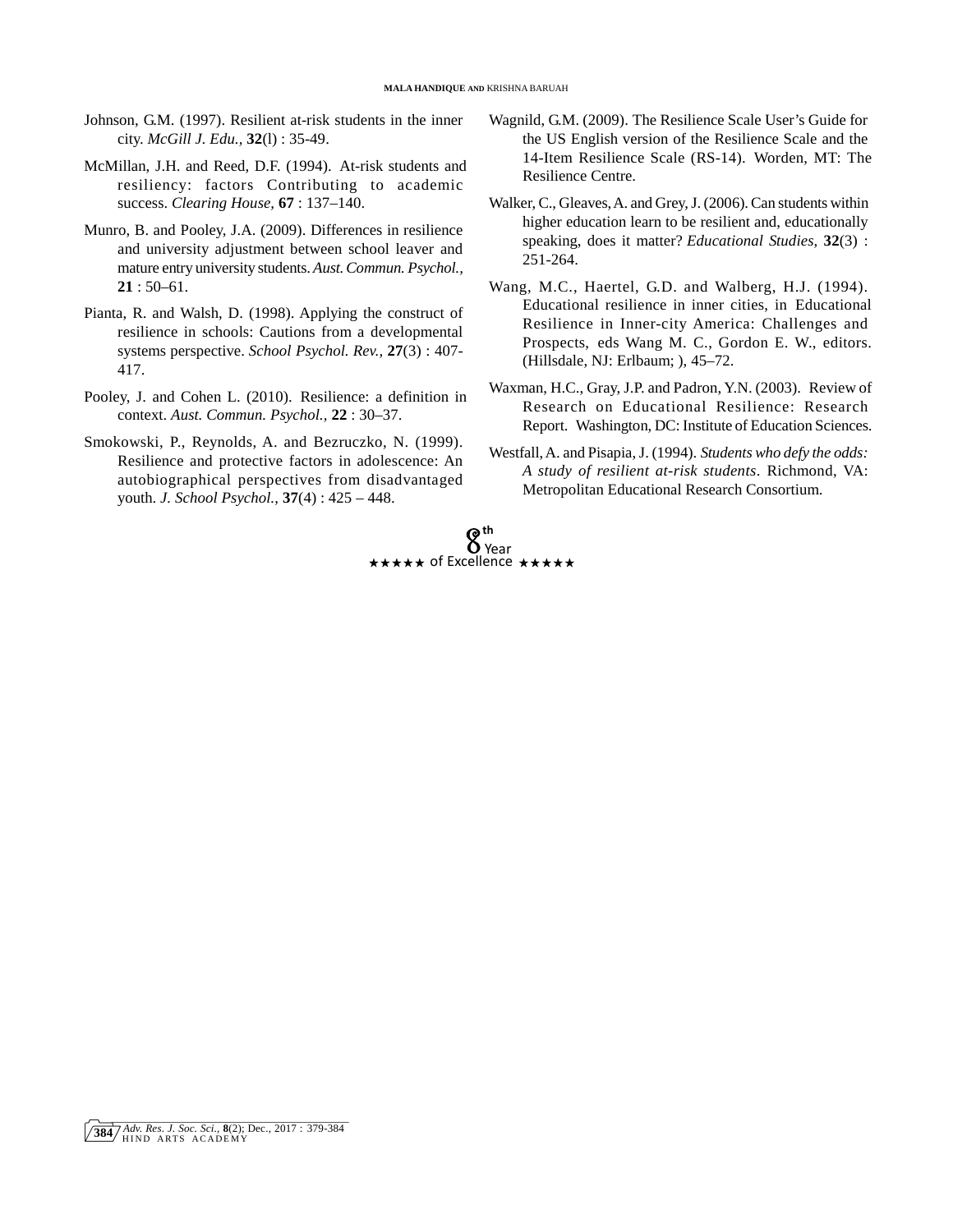Johnson, G.M. (1997). Resilient at-risk students in the inner city. *McGill J. Edu.,* **32**(l) : 35-49.

McMillan, J.H. and Reed, D.F. (1994). At-risk students and resiliency: factors Contributing to academic success. *Clearing House,* **67** : 137–140.

Munro, B. and Pooley, J.A. (2009). Differences in resilience and university adjustment between school leaver and mature entry university students. *Aust. Commun. Psychol.,* **21** : 50–61.

Pianta, R. and Walsh, D. (1998). Applying the construct of resilience in schools: Cautions from a developmental systems perspective. *School Psychol. Rev.,* **27**(3) : 407-417.

Pooley, J. and Cohen L. (2010). Resilience: a definition in context. *Aust. Commun. Psychol.,* **22** : 30–37.

Smokowski, P., Reynolds, A. and Bezruczko, N. (1999). Resilience and protective factors in adolescence: An autobiographical perspectives from disadvantaged youth. *J. School Psychol.,* **37**(4) : 425 – 448.

Wagnild, G.M. (2009). The Resilience Scale User's Guide for the US English version of the Resilience Scale and the 14-Item Resilience Scale (RS-14). Worden, MT: The Resilience Centre.

Walker, C., Gleaves, A. and Grey, J. (2006). Can students within higher education learn to be resilient and, educationally speaking, does it matter? *Educational Studies,* **32**(3) : 251-264.

Wang, M.C., Haertel, G.D. and Walberg, H.J. (1994). Educational resilience in inner cities, in Educational Resilience in Inner-city America: Challenges and Prospects, eds Wang M. C., Gordon E. W., editors. (Hillsdale, NJ: Erlbaum; ), 45–72.

Waxman, H.C., Gray, J.P. and Padron, Y.N. (2003). Review of Research on Educational Resilience: Research Report. Washington, DC: Institute of Education Sciences.

Westfall, A. and Pisapia, J. (1994). *Students who defy the odds: A study of resilient at-risk students*. Richmond, VA: Metropolitan Educational Research Consortium.

8th Year
★★★★★ of Excellence ★★★★★